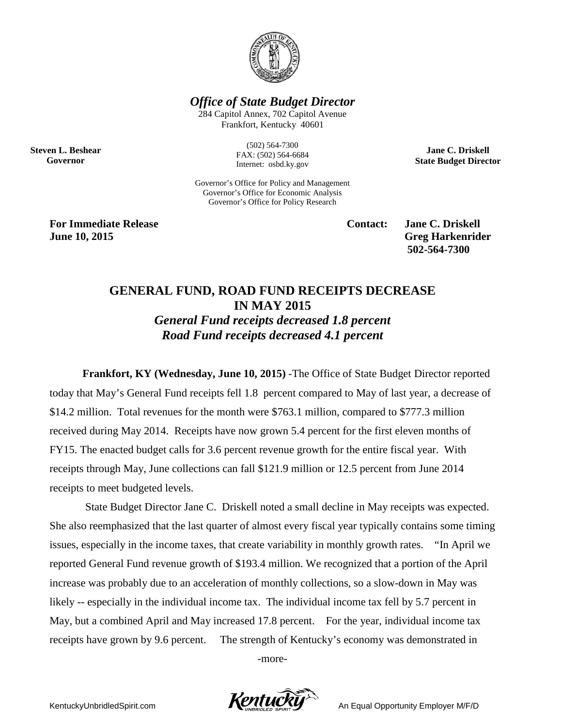# *Office of State Budget Director*

284 Capitol Annex, 702 Capitol Avenue
Frankfort, Kentucky 40601

(502) 564-7300
FAX: (502) 564-6684
Internet: osbd.ky.gov

**Steven L. Beshear**
**Governor**

**Jane C. Driskell**
**State Budget Director**

Governor's Office for Policy and Management
Governor's Office for Economic Analysis
Governor's Office for Policy Research

**For Immediate Release**
**June 10, 2015**

**Contact: Jane C. Driskell**
**Greg Harkenrider**
**502-564-7300**

## GENERAL FUND, ROAD FUND RECEIPTS DECREASE IN MAY 2015

### *General Fund receipts decreased 1.8 percent*
### *Road Fund receipts decreased 4.1 percent*

**Frankfort, KY (Wednesday, June 10, 2015)** -The Office of State Budget Director reported today that May's General Fund receipts fell 1.8 percent compared to May of last year, a decrease of $14.2 million. Total revenues for the month were $763.1 million, compared to $777.3 million received during May 2014. Receipts have now grown 5.4 percent for the first eleven months of FY15. The enacted budget calls for 3.6 percent revenue growth for the entire fiscal year. With receipts through May, June collections can fall $121.9 million or 12.5 percent from June 2014 receipts to meet budgeted levels.

State Budget Director Jane C. Driskell noted a small decline in May receipts was expected. She also reemphasized that the last quarter of almost every fiscal year typically contains some timing issues, especially in the income taxes, that create variability in monthly growth rates. "In April we reported General Fund revenue growth of $193.4 million. We recognized that a portion of the April increase was probably due to an acceleration of monthly collections, so a slow-down in May was likely -- especially in the individual income tax. The individual income tax fell by 5.7 percent in May, but a combined April and May increased 17.8 percent. For the year, individual income tax receipts have grown by 9.6 percent. The strength of Kentucky's economy was demonstrated in

-more-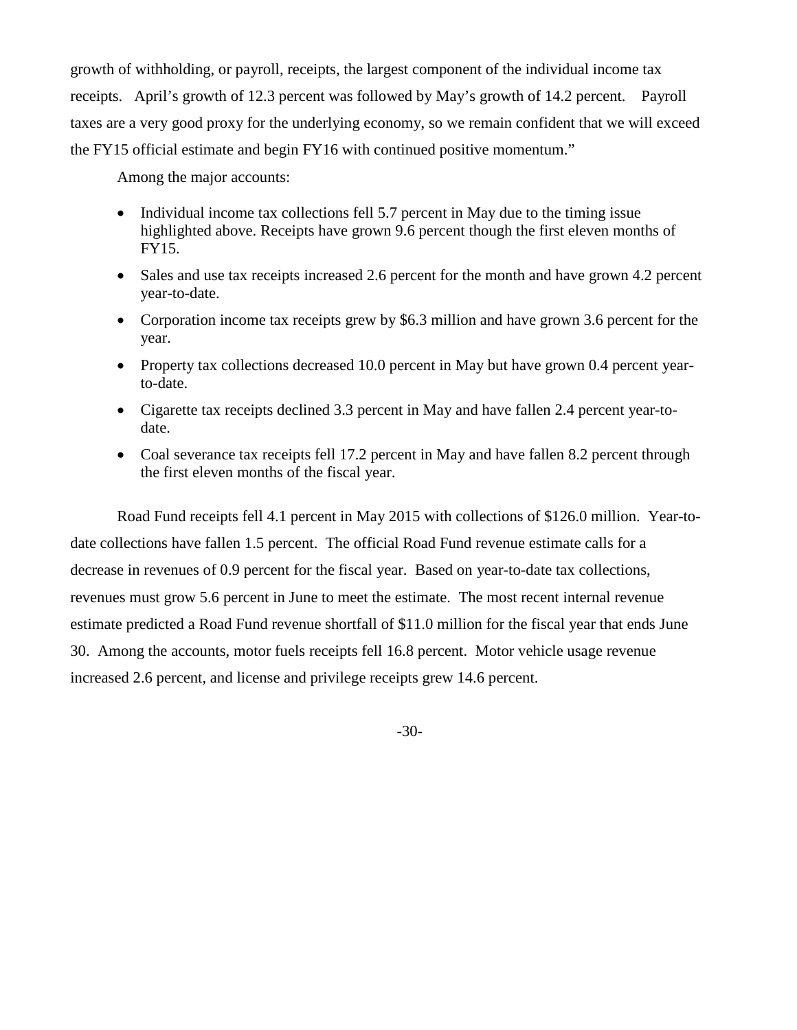growth of withholding, or payroll, receipts, the largest component of the individual income tax receipts. April's growth of 12.3 percent was followed by May's growth of 14.2 percent. Payroll taxes are a very good proxy for the underlying economy, so we remain confident that we will exceed the FY15 official estimate and begin FY16 with continued positive momentum."

Among the major accounts:

- Individual income tax collections fell 5.7 percent in May due to the timing issue highlighted above. Receipts have grown 9.6 percent though the first eleven months of FY15.
- Sales and use tax receipts increased 2.6 percent for the month and have grown 4.2 percent year-to-date.
- Corporation income tax receipts grew by $6.3 million and have grown 3.6 percent for the year.
- Property tax collections decreased 10.0 percent in May but have grown 0.4 percent year-to-date.
- Cigarette tax receipts declined 3.3 percent in May and have fallen 2.4 percent year-to-date.
- Coal severance tax receipts fell 17.2 percent in May and have fallen 8.2 percent through the first eleven months of the fiscal year.

Road Fund receipts fell 4.1 percent in May 2015 with collections of $126.0 million. Year-to-date collections have fallen 1.5 percent. The official Road Fund revenue estimate calls for a decrease in revenues of 0.9 percent for the fiscal year. Based on year-to-date tax collections, revenues must grow 5.6 percent in June to meet the estimate. The most recent internal revenue estimate predicted a Road Fund revenue shortfall of $11.0 million for the fiscal year that ends June 30. Among the accounts, motor fuels receipts fell 16.8 percent. Motor vehicle usage revenue increased 2.6 percent, and license and privilege receipts grew 14.6 percent.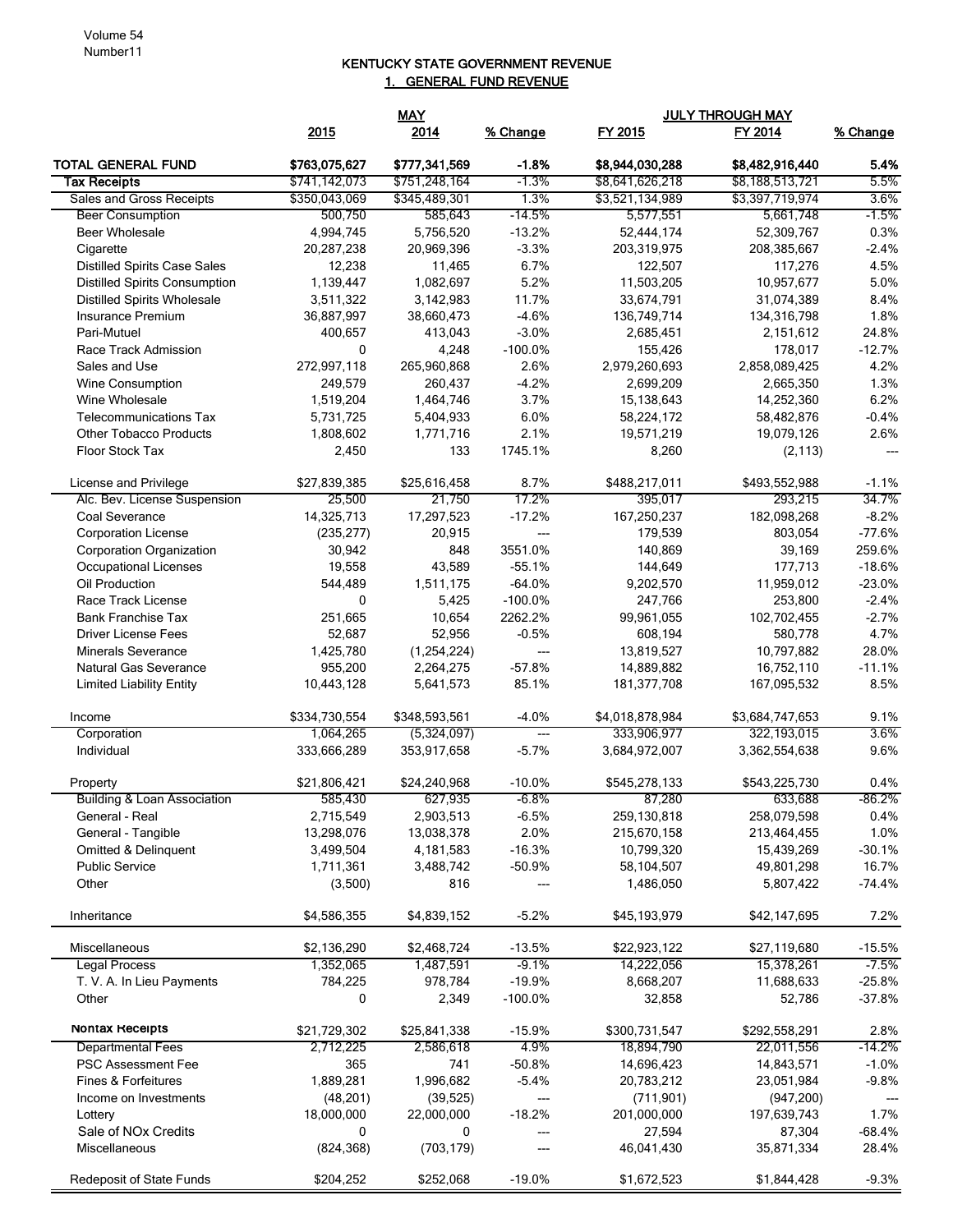# KENTUCKY STATE GOVERNMENT REVENUE

## 1. GENERAL FUND REVENUE

| | MAY | | | JULY THROUGH MAY | | |
|---|---|---|---|---|---|---|
| | 2015 | 2014 | % Change | FY 2015 | FY 2014 | % Change |
| **TOTAL GENERAL FUND** | **$763,075,627** | **$777,341,569** | **-1.8%** | **$8,944,030,288** | **$8,482,916,440** | **5.4%** |
| **Tax Receipts** | $741,142,073 | $751,248,164 | -1.3% | $8,641,626,218 | $8,188,513,721 | 5.5% |
| Sales and Gross Receipts | $350,043,069 | $345,489,301 | 1.3% | $3,521,134,989 | $3,397,719,974 | 3.6% |
| Beer Consumption | 500,750 | 585,643 | -14.5% | 5,577,551 | 5,661,748 | -1.5% |
| Beer Wholesale | 4,994,745 | 5,756,520 | -13.2% | 52,444,174 | 52,309,767 | 0.3% |
| Cigarette | 20,287,238 | 20,969,396 | -3.3% | 203,319,975 | 208,385,667 | -2.4% |
| Distilled Spirits Case Sales | 12,238 | 11,465 | 6.7% | 122,507 | 117,276 | 4.5% |
| Distilled Spirits Consumption | 1,139,447 | 1,082,697 | 5.2% | 11,503,205 | 10,957,677 | 5.0% |
| Distilled Spirits Wholesale | 3,511,322 | 3,142,983 | 11.7% | 33,674,791 | 31,074,389 | 8.4% |
| Insurance Premium | 36,887,997 | 38,660,473 | -4.6% | 136,749,714 | 134,316,798 | 1.8% |
| Pari-Mutuel | 400,657 | 413,043 | -3.0% | 2,685,451 | 2,151,612 | 24.8% |
| Race Track Admission | 0 | 4,248 | -100.0% | 155,426 | 178,017 | -12.7% |
| Sales and Use | 272,997,118 | 265,960,868 | 2.6% | 2,979,260,693 | 2,858,089,425 | 4.2% |
| Wine Consumption | 249,579 | 260,437 | -4.2% | 2,699,209 | 2,665,350 | 1.3% |
| Wine Wholesale | 1,519,204 | 1,464,746 | 3.7% | 15,138,643 | 14,252,360 | 6.2% |
| Telecommunications Tax | 5,731,725 | 5,404,933 | 6.0% | 58,224,172 | 58,482,876 | -0.4% |
| Other Tobacco Products | 1,808,602 | 1,771,716 | 2.1% | 19,571,219 | 19,079,126 | 2.6% |
| Floor Stock Tax | 2,450 | 133 | 1745.1% | 8,260 | (2,113) | --- |
| License and Privilege | $27,839,385 | $25,616,458 | 8.7% | $488,217,011 | $493,552,988 | -1.1% |
| Alc. Bev. License Suspension | 25,500 | 21,750 | 17.2% | 395,017 | 293,215 | 34.7% |
| Coal Severance | 14,325,713 | 17,297,523 | -17.2% | 167,250,237 | 182,098,268 | -8.2% |
| Corporation License | (235,277) | 20,915 | --- | 179,539 | 803,054 | -77.6% |
| Corporation Organization | 30,942 | 848 | 3551.0% | 140,869 | 39,169 | 259.6% |
| Occupational Licenses | 19,558 | 43,589 | -55.1% | 144,649 | 177,713 | -18.6% |
| Oil Production | 544,489 | 1,511,175 | -64.0% | 9,202,570 | 11,959,012 | -23.0% |
| Race Track License | 0 | 5,425 | -100.0% | 247,766 | 253,800 | -2.4% |
| Bank Franchise Tax | 251,665 | 10,654 | 2262.2% | 99,961,055 | 102,702,455 | -2.7% |
| Driver License Fees | 52,687 | 52,956 | -0.5% | 608,194 | 580,778 | 4.7% |
| Minerals Severance | 1,425,780 | (1,254,224) | --- | 13,819,527 | 10,797,882 | 28.0% |
| Natural Gas Severance | 955,200 | 2,264,275 | -57.8% | 14,889,882 | 16,752,110 | -11.1% |
| Limited Liability Entity | 10,443,128 | 5,641,573 | 85.1% | 181,377,708 | 167,095,532 | 8.5% |
| Income | $334,730,554 | $348,593,561 | -4.0% | $4,018,878,984 | $3,684,747,653 | 9.1% |
| Corporation | 1,064,265 | (5,324,097) | --- | 333,906,977 | 322,193,015 | 3.6% |
| Individual | 333,666,289 | 353,917,658 | -5.7% | 3,684,972,007 | 3,362,554,638 | 9.6% |
| Property | $21,806,421 | $24,240,968 | -10.0% | $545,278,133 | $543,225,730 | 0.4% |
| Building & Loan Association | 585,430 | 627,935 | -6.8% | 87,280 | 633,688 | -86.2% |
| General - Real | 2,715,549 | 2,903,513 | -6.5% | 259,130,818 | 258,079,598 | 0.4% |
| General - Tangible | 13,298,076 | 13,038,378 | 2.0% | 215,670,158 | 213,464,455 | 1.0% |
| Omitted & Delinquent | 3,499,504 | 4,181,583 | -16.3% | 10,799,320 | 15,439,269 | -30.1% |
| Public Service | 1,711,361 | 3,488,742 | -50.9% | 58,104,507 | 49,801,298 | 16.7% |
| Other | (3,500) | 816 | --- | 1,486,050 | 5,807,422 | -74.4% |
| Inheritance | $4,586,355 | $4,839,152 | -5.2% | $45,193,979 | $42,147,695 | 7.2% |
| Miscellaneous | $2,136,290 | $2,468,724 | -13.5% | $22,923,122 | $27,119,680 | -15.5% |
| Legal Process | 1,352,065 | 1,487,591 | -9.1% | 14,222,056 | 15,378,261 | -7.5% |
| T. V. A. In Lieu Payments | 784,225 | 978,784 | -19.9% | 8,668,207 | 11,688,633 | -25.8% |
| Other | 0 | 2,349 | -100.0% | 32,858 | 52,786 | -37.8% |
| **Nontax Receipts** | $21,729,302 | $25,841,338 | -15.9% | $300,731,547 | $292,558,291 | 2.8% |
| Departmental Fees | 2,712,225 | 2,586,618 | 4.9% | 18,894,790 | 22,011,556 | -14.2% |
| PSC Assessment Fee | 365 | 741 | -50.8% | 14,696,423 | 14,843,571 | -1.0% |
| Fines & Forfeitures | 1,889,281 | 1,996,682 | -5.4% | 20,783,212 | 23,051,984 | -9.8% |
| Income on Investments | (48,201) | (39,525) | --- | (711,901) | (947,200) | --- |
| Lottery | 18,000,000 | 22,000,000 | -18.2% | 201,000,000 | 197,639,743 | 1.7% |
| Sale of NOx Credits | 0 | 0 | --- | 27,594 | 87,304 | -68.4% |
| Miscellaneous | (824,368) | (703,179) | --- | 46,041,430 | 35,871,334 | 28.4% |
| Redeposit of State Funds | $204,252 | $252,068 | -19.0% | $1,672,523 | $1,844,428 | -9.3% |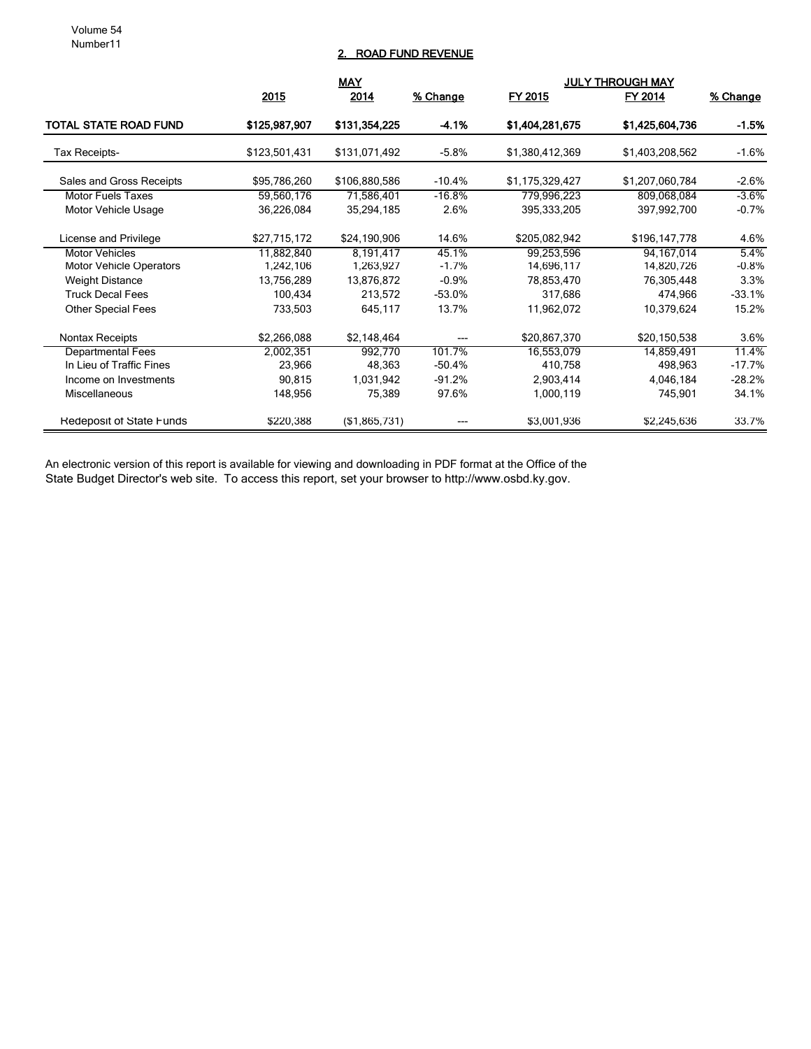## 2. ROAD FUND REVENUE

| | MAY | | | JULY THROUGH MAY | | |
|---|---|---|---|---|---|---|
| | 2015 | 2014 | % Change | FY 2015 | FY 2014 | % Change |
| **TOTAL STATE ROAD FUND** | **$125,987,907** | **$131,354,225** | **-4.1%** | **$1,404,281,675** | **$1,425,604,736** | **-1.5%** |
| Tax Receipts- | $123,501,431 | $131,071,492 | -5.8% | $1,380,412,369 | $1,403,208,562 | -1.6% |
| Sales and Gross Receipts | $95,786,260 | $106,880,586 | -10.4% | $1,175,329,427 | $1,207,060,784 | -2.6% |
| Motor Fuels Taxes | 59,560,176 | 71,586,401 | -16.8% | 779,996,223 | 809,068,084 | -3.6% |
| Motor Vehicle Usage | 36,226,084 | 35,294,185 | 2.6% | 395,333,205 | 397,992,700 | -0.7% |
| License and Privilege | $27,715,172 | $24,190,906 | 14.6% | $205,082,942 | $196,147,778 | 4.6% |
| Motor Vehicles | 11,882,840 | 8,191,417 | 45.1% | 99,253,596 | 94,167,014 | 5.4% |
| Motor Vehicle Operators | 1,242,106 | 1,263,927 | -1.7% | 14,696,117 | 14,820,726 | -0.8% |
| Weight Distance | 13,756,289 | 13,876,872 | -0.9% | 78,853,470 | 76,305,448 | 3.3% |
| Truck Decal Fees | 100,434 | 213,572 | -53.0% | 317,686 | 474,966 | -33.1% |
| Other Special Fees | 733,503 | 645,117 | 13.7% | 11,962,072 | 10,379,624 | 15.2% |
| Nontax Receipts | $2,266,088 | $2,148,464 | --- | $20,867,370 | $20,150,538 | 3.6% |
| Departmental Fees | 2,002,351 | 992,770 | 101.7% | 16,553,079 | 14,859,491 | 11.4% |
| In Lieu of Traffic Fines | 23,966 | 48,363 | -50.4% | 410,758 | 498,963 | -17.7% |
| Income on Investments | 90,815 | 1,031,942 | -91.2% | 2,903,414 | 4,046,184 | -28.2% |
| Miscellaneous | 148,956 | 75,389 | 97.6% | 1,000,119 | 745,901 | 34.1% |
| Redeposit of State Funds | $220,388 | ($1,865,731) | --- | $3,001,936 | $2,245,636 | 33.7% |

An electronic version of this report is available for viewing and downloading in PDF format at the Office of the State Budget Director's web site. To access this report, set your browser to http://www.osbd.ky.gov.